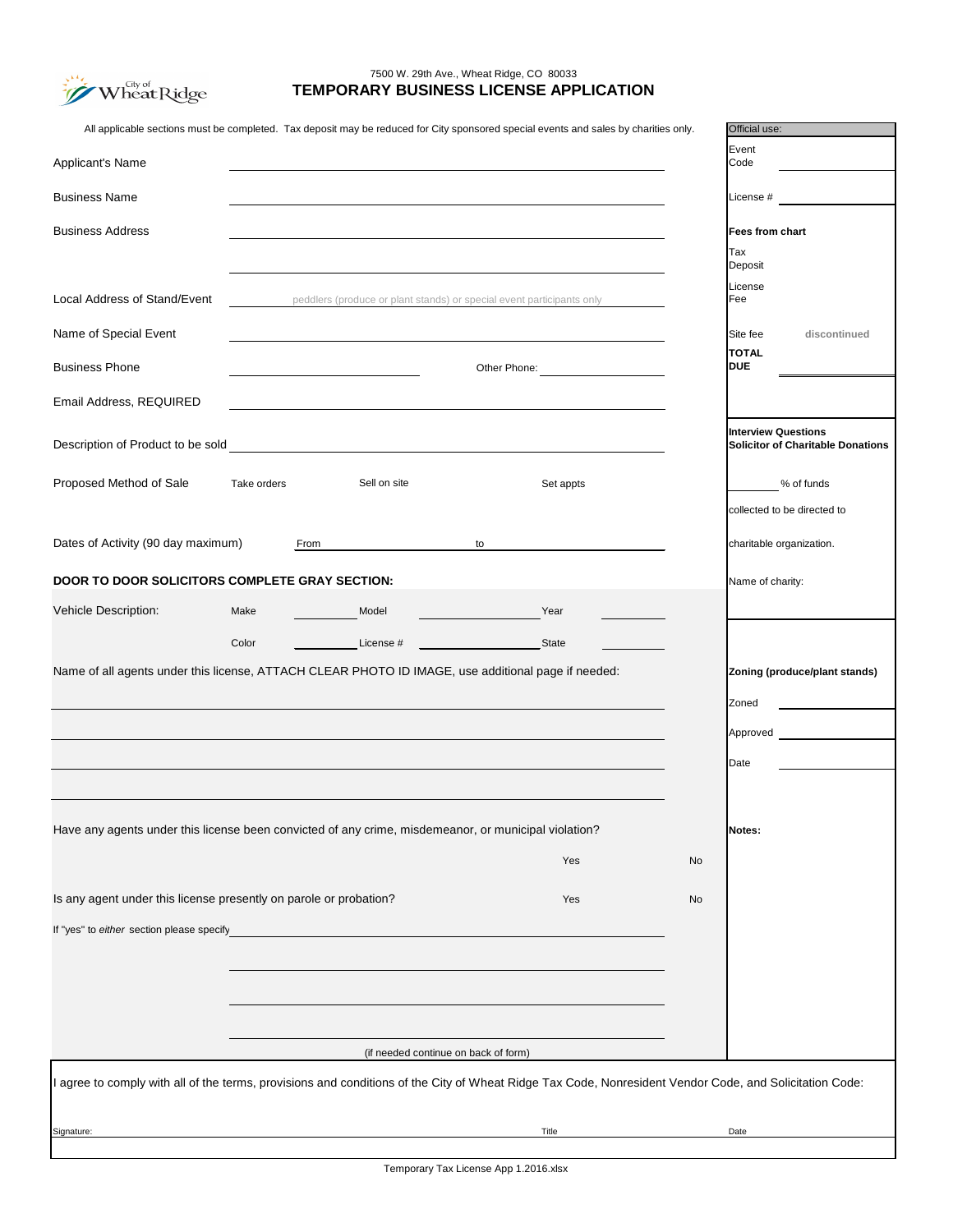City of Wheat Ridge

7500 W. 29th Ave., Wheat Ridge, CO 80033

# TEMPORARY BUSINESS LICENSE APPLICATION

All applicable sections must be completed. Tax deposit may be reduced for City sponsored special events and sales by charities only.

| | |
|---|---|
| Applicant's Name | |
| Business Name | |
| Business Address | |
| | |
| Local Address of Stand/Event | peddlers (produce or plant stands) or special event participants only |
| Name of Special Event | |
| Business Phone | Other Phone: |
| Email Address, REQUIRED | |
| Description of Product to be sold | |
| Proposed Method of Sale | Take orders / Sell on site / Set appts |
| Dates of Activity (90 day maximum) | From ______ to ______ |

**DOOR TO DOOR SOLICITORS COMPLETE GRAY SECTION:**

| Vehicle Description: | | | |
|---|---|---|---|
| | Make | Model | Year |
| | Color | License # | State |

Name of all agents under this license, ATTACH CLEAR PHOTO ID IMAGE, use additional page if needed:

Have any agents under this license been convicted of any crime, misdemeanor, or municipal violation? Yes No

Is any agent under this license presently on parole or probation? Yes No

If "yes" to *either* section please specify

(if needed continue on back of form)

| Official use: | |
|---|---|
| Event Code | |
| License # | |
| **Fees from chart** | |
| Tax Deposit | |
| License Fee | |
| Site fee | discontinued |
| **TOTAL DUE** | |

**Interview Questions**
**Solicitor of Charitable Donations**

______ % of funds collected to be directed to charitable organization.

Name of charity:

**Zoning (produce/plant stands)**

Zoned

Approved

Date

**Notes:**

I agree to comply with all of the terms, provisions and conditions of the City of Wheat Ridge Tax Code, Nonresident Vendor Code, and Solicitation Code:

Signature: Title Date

Temporary Tax License App 1.2016.xlsx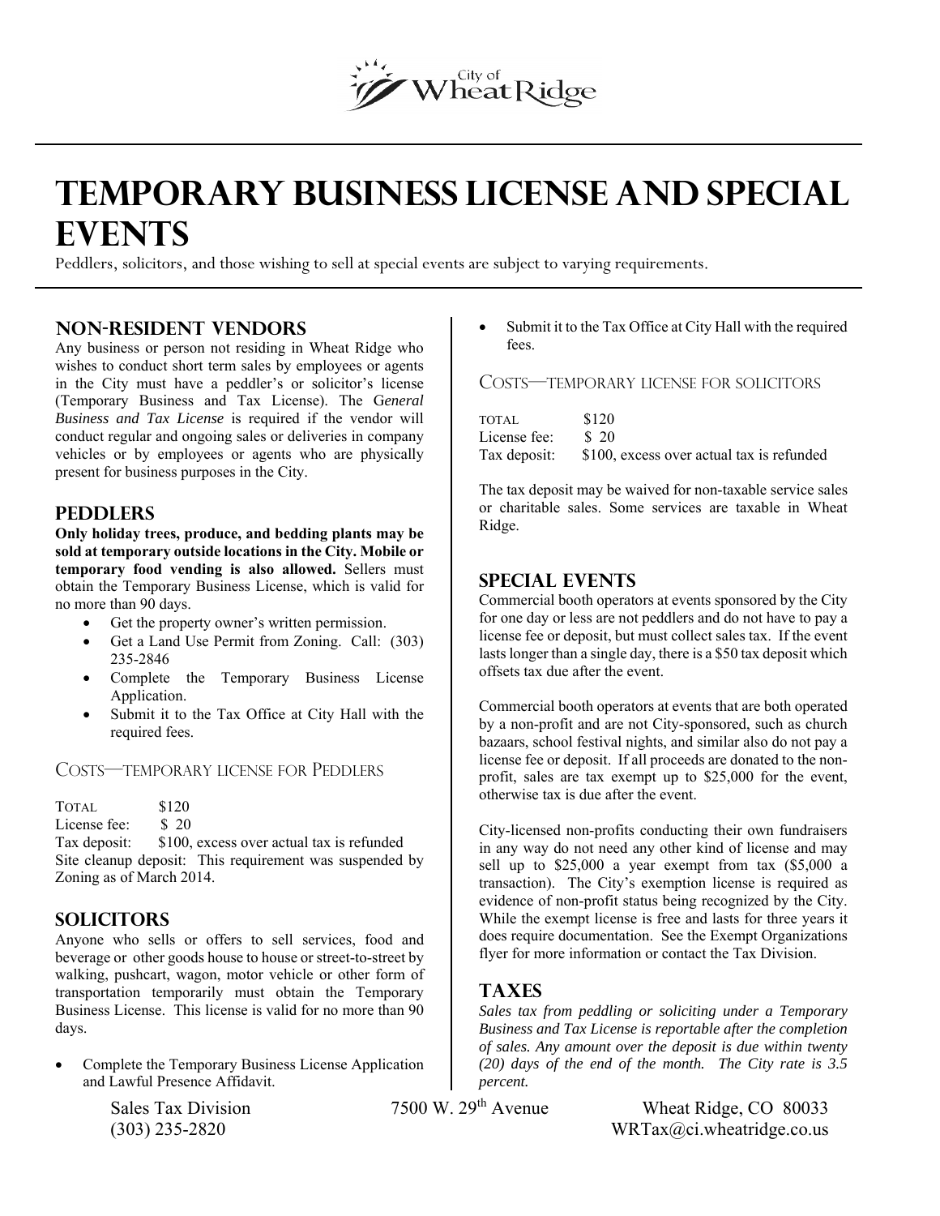City of Wheat Ridge

# TEMPORARY BUSINESS LICENSE AND SPECIAL EVENTS

Peddlers, solicitors, and those wishing to sell at special events are subject to varying requirements.

## NON-RESIDENT VENDORS

Any business or person not residing in Wheat Ridge who wishes to conduct short term sales by employees or agents in the City must have a peddler's or solicitor's license (Temporary Business and Tax License). The *General Business and Tax License* is required if the vendor will conduct regular and ongoing sales or deliveries in company vehicles or by employees or agents who are physically present for business purposes in the City.

## PEDDLERS

**Only holiday trees, produce, and bedding plants may be sold at temporary outside locations in the City. Mobile or temporary food vending is also allowed.** Sellers must obtain the Temporary Business License, which is valid for no more than 90 days.

- Get the property owner's written permission.
- Get a Land Use Permit from Zoning. Call: (303) 235-2846
- Complete the Temporary Business License Application.
- Submit it to the Tax Office at City Hall with the required fees.

### COSTS—TEMPORARY LICENSE FOR PEDDLERS

TOTAL $120
License fee: $ 20
Tax deposit: $100, excess over actual tax is refunded
Site cleanup deposit: This requirement was suspended by Zoning as of March 2014.

## SOLICITORS

Anyone who sells or offers to sell services, food and beverage or other goods house to house or street-to-street by walking, pushcart, wagon, motor vehicle or other form of transportation temporarily must obtain the Temporary Business License. This license is valid for no more than 90 days.

- Complete the Temporary Business License Application and Lawful Presence Affidavit.
- Submit it to the Tax Office at City Hall with the required fees.

### COSTS—TEMPORARY LICENSE FOR SOLICITORS

TOTAL $120
License fee: $ 20
Tax deposit: $100, excess over actual tax is refunded

The tax deposit may be waived for non-taxable service sales or charitable sales. Some services are taxable in Wheat Ridge.

## SPECIAL EVENTS

Commercial booth operators at events sponsored by the City for one day or less are not peddlers and do not have to pay a license fee or deposit, but must collect sales tax. If the event lasts longer than a single day, there is a $50 tax deposit which offsets tax due after the event.

Commercial booth operators at events that are both operated by a non-profit and are not City-sponsored, such as church bazaars, school festival nights, and similar also do not pay a license fee or deposit. If all proceeds are donated to the non-profit, sales are tax exempt up to $25,000 for the event, otherwise tax is due after the event.

City-licensed non-profits conducting their own fundraisers in any way do not need any other kind of license and may sell up to $25,000 a year exempt from tax ($5,000 a transaction). The City's exemption license is required as evidence of non-profit status being recognized by the City. While the exempt license is free and lasts for three years it does require documentation. See the Exempt Organizations flyer for more information or contact the Tax Division.

## TAXES

*Sales tax from peddling or soliciting under a Temporary Business and Tax License is reportable after the completion of sales. Any amount over the deposit is due within twenty (20) days of the end of the month. The City rate is 3.5 percent.*

Sales Tax Division | 7500 W. 29th Avenue | Wheat Ridge, CO 80033
(303) 235-2820 | WRTax@ci.wheatridge.co.us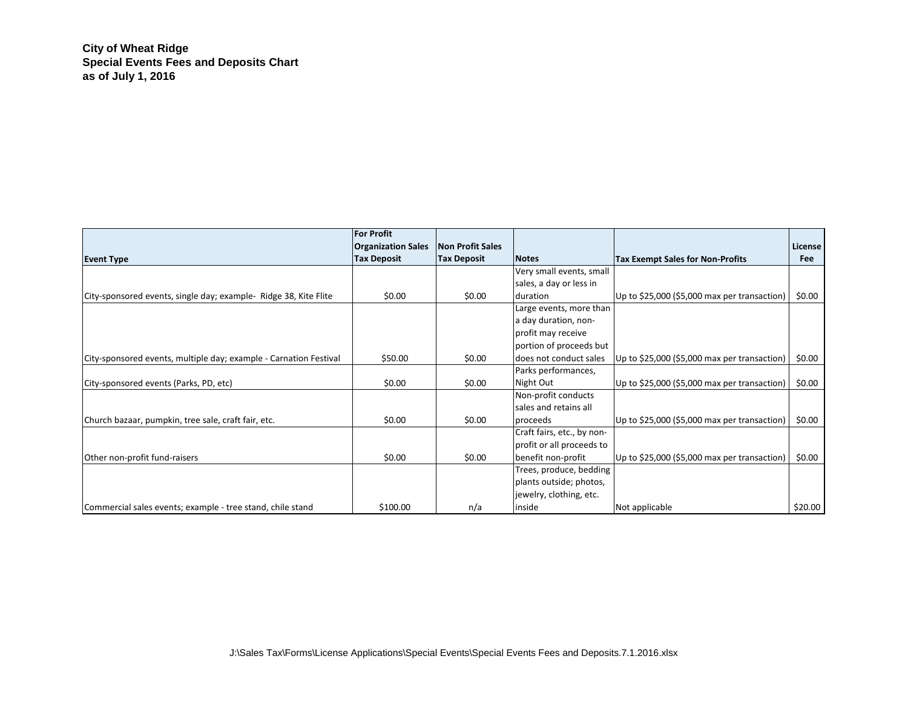**City of Wheat Ridge**
**Special Events Fees and Deposits Chart**
**as of July 1, 2016**

| Event Type | For Profit Organization Sales Tax Deposit | Non Profit Sales Tax Deposit | Notes | Tax Exempt Sales for Non-Profits | License Fee |
|---|---|---|---|---|---|
| City-sponsored events, single day; example- Ridge 38, Kite Flite | $0.00 | $0.00 | Very small events, small sales, a day or less in duration | Up to $25,000 ($5,000 max per transaction) | $0.00 |
| City-sponsored events, multiple day; example - Carnation Festival | $50.00 | $0.00 | Large events, more than a day duration, non-profit may receive portion of proceeds but does not conduct sales | Up to $25,000 ($5,000 max per transaction) | $0.00 |
| City-sponsored events (Parks, PD, etc) | $0.00 | $0.00 | Parks performances, Night Out | Up to $25,000 ($5,000 max per transaction) | $0.00 |
| Church bazaar, pumpkin, tree sale, craft fair, etc. | $0.00 | $0.00 | Non-profit conducts sales and retains all proceeds | Up to $25,000 ($5,000 max per transaction) | $0.00 |
| Other non-profit fund-raisers | $0.00 | $0.00 | Craft fairs, etc., by non-profit or all proceeds to benefit non-profit | Up to $25,000 ($5,000 max per transaction) | $0.00 |
| Commercial sales events; example - tree stand, chile stand | $100.00 | n/a | Trees, produce, bedding plants outside; photos, jewelry, clothing, etc. inside | Not applicable | $20.00 |

J:\Sales Tax\Forms\License Applications\Special Events\Special Events Fees and Deposits.7.1.2016.xlsx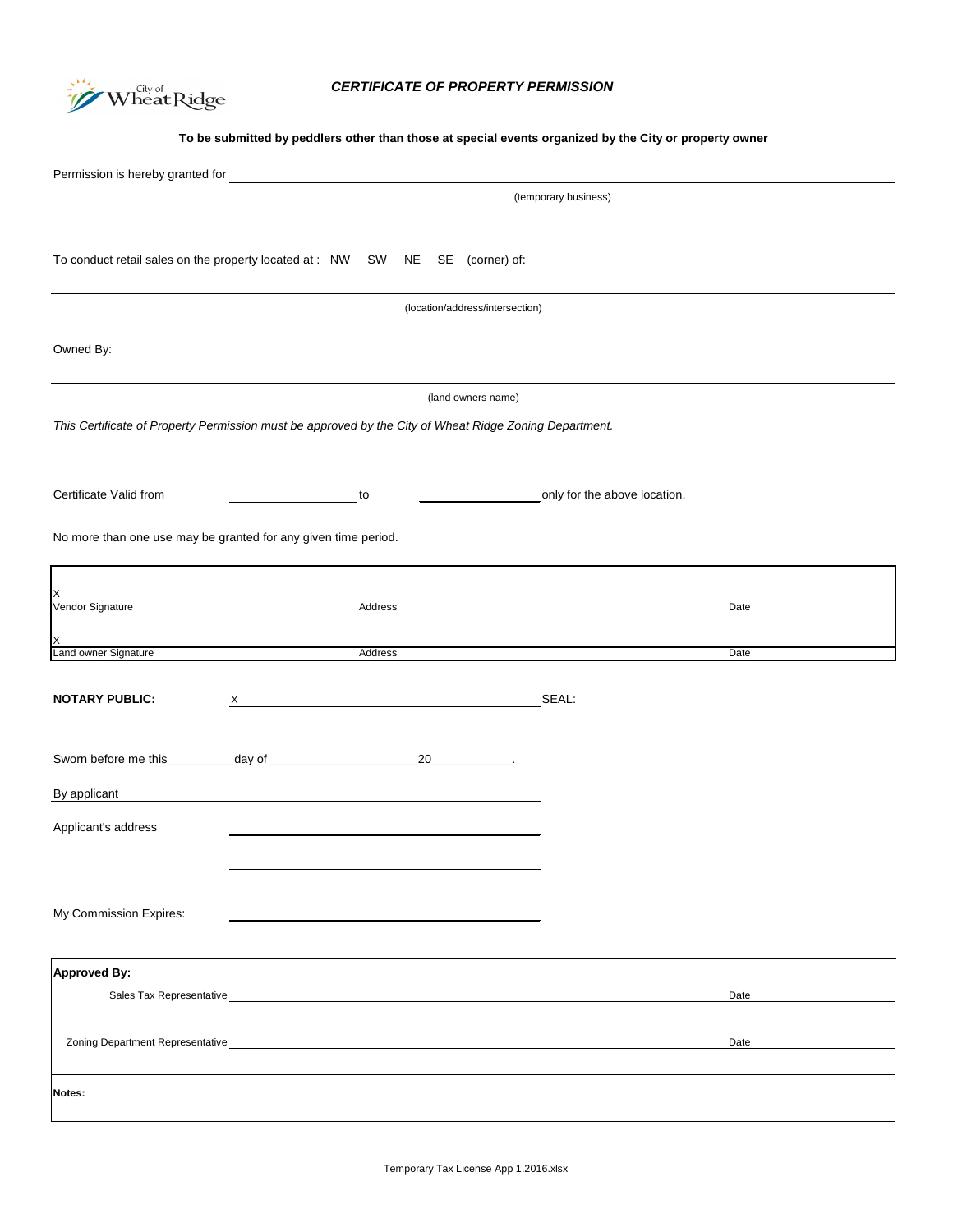City of Wheat Ridge

# *CERTIFICATE OF PROPERTY PERMISSION*

**To be submitted by peddlers other than those at special events organized by the City or property owner**

Permission is hereby granted for ______________________________________________

(temporary business)

To conduct retail sales on the property located at : NW SW NE SE (corner) of:

______________________________________________

(location/address/intersection)

Owned By:

______________________________________________

(land owners name)

*This Certificate of Property Permission must be approved by the City of Wheat Ridge Zoning Department.*

Certificate Valid from ________________ to ________________ only for the above location.

No more than one use may be granted for any given time period.

| X | | |
|---|---|---|
| Vendor Signature | Address | Date |
| X | | |
| Land owner Signature | Address | Date |

**NOTARY PUBLIC:** X ______________________________________ SEAL:

Sworn before me this__________day of ______________________20____________.

By applicant ______________________________________

Applicant's address ______________________________________

______________________________________

My Commission Expires: ______________________________________

**Approved By:**

Sales Tax Representative ______________________________________ Date

Zoning Department Representative ______________________________________ Date

**Notes:**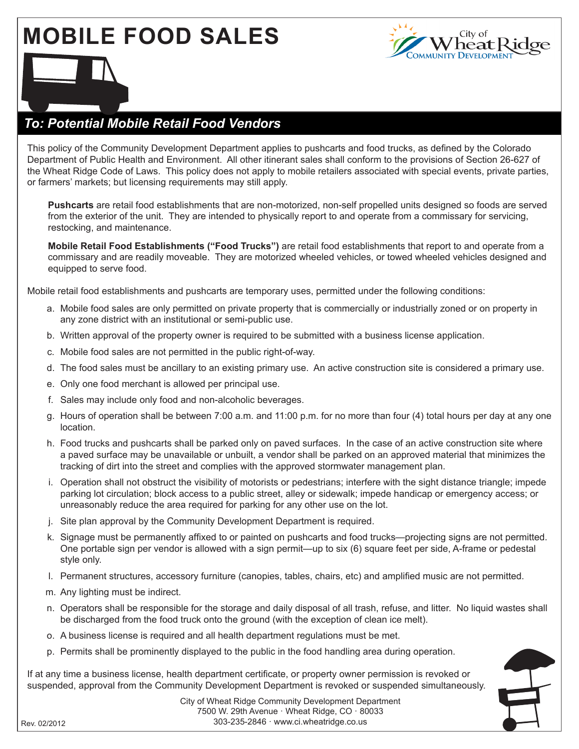# MOBILE FOOD SALES

City of Wheat Ridge Community Development

## *To: Potential Mobile Retail Food Vendors*

This policy of the Community Development Department applies to pushcarts and food trucks, as defined by the Colorado Department of Public Health and Environment. All other itinerant sales shall conform to the provisions of Section 26-627 of the Wheat Ridge Code of Laws. This policy does not apply to mobile retailers associated with special events, private parties, or farmers' markets; but licensing requirements may still apply.

**Pushcarts** are retail food establishments that are non-motorized, non-self propelled units designed so foods are served from the exterior of the unit. They are intended to physically report to and operate from a commissary for servicing, restocking, and maintenance.

**Mobile Retail Food Establishments ("Food Trucks")** are retail food establishments that report to and operate from a commissary and are readily moveable. They are motorized wheeled vehicles, or towed wheeled vehicles designed and equipped to serve food.

Mobile retail food establishments and pushcarts are temporary uses, permitted under the following conditions:

a. Mobile food sales are only permitted on private property that is commercially or industrially zoned or on property in any zone district with an institutional or semi-public use.

b. Written approval of the property owner is required to be submitted with a business license application.

c. Mobile food sales are not permitted in the public right-of-way.

d. The food sales must be ancillary to an existing primary use. An active construction site is considered a primary use.

e. Only one food merchant is allowed per principal use.

f. Sales may include only food and non-alcoholic beverages.

g. Hours of operation shall be between 7:00 a.m. and 11:00 p.m. for no more than four (4) total hours per day at any one location.

h. Food trucks and pushcarts shall be parked only on paved surfaces. In the case of an active construction site where a paved surface may be unavailable or unbuilt, a vendor shall be parked on an approved material that minimizes the tracking of dirt into the street and complies with the approved stormwater management plan.

i. Operation shall not obstruct the visibility of motorists or pedestrians; interfere with the sight distance triangle; impede parking lot circulation; block access to a public street, alley or sidewalk; impede handicap or emergency access; or unreasonably reduce the area required for parking for any other use on the lot.

j. Site plan approval by the Community Development Department is required.

k. Signage must be permanently affixed to or painted on pushcarts and food trucks—projecting signs are not permitted. One portable sign per vendor is allowed with a sign permit—up to six (6) square feet per side, A-frame or pedestal style only.

l. Permanent structures, accessory furniture (canopies, tables, chairs, etc) and amplified music are not permitted.

m. Any lighting must be indirect.

n. Operators shall be responsible for the storage and daily disposal of all trash, refuse, and litter. No liquid wastes shall be discharged from the food truck onto the ground (with the exception of clean ice melt).

o. A business license is required and all health department regulations must be met.

p. Permits shall be prominently displayed to the public in the food handling area during operation.

If at any time a business license, health department certificate, or property owner permission is revoked or suspended, approval from the Community Development Department is revoked or suspended simultaneously.

City of Wheat Ridge Community Development Department
7500 W. 29th Avenue · Wheat Ridge, CO · 80033
303-235-2846 · www.ci.wheatridge.co.us

Rev. 02/2012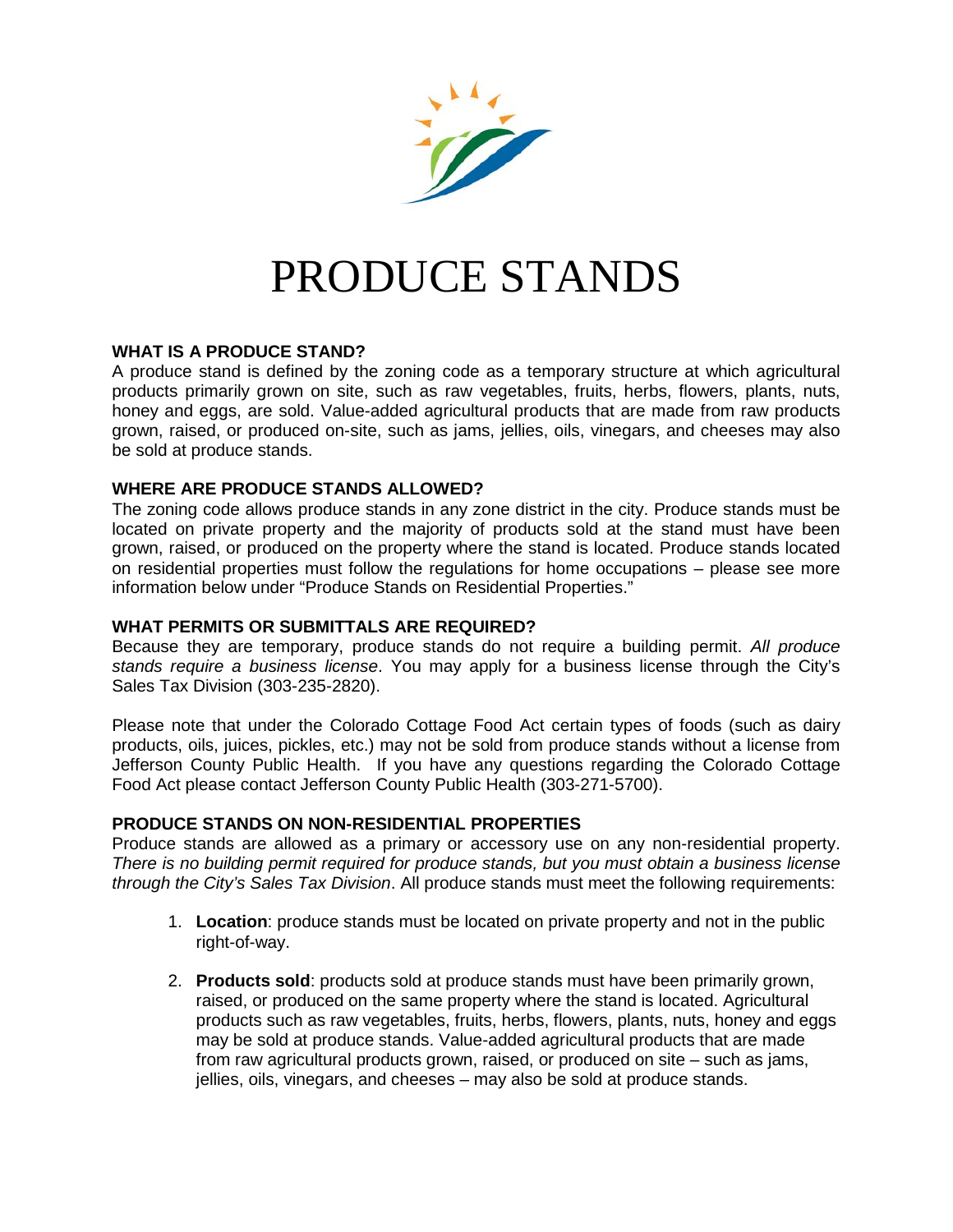# PRODUCE STANDS

**WHAT IS A PRODUCE STAND?**

A produce stand is defined by the zoning code as a temporary structure at which agricultural products primarily grown on site, such as raw vegetables, fruits, herbs, flowers, plants, nuts, honey and eggs, are sold. Value-added agricultural products that are made from raw products grown, raised, or produced on-site, such as jams, jellies, oils, vinegars, and cheeses may also be sold at produce stands.

**WHERE ARE PRODUCE STANDS ALLOWED?**

The zoning code allows produce stands in any zone district in the city. Produce stands must be located on private property and the majority of products sold at the stand must have been grown, raised, or produced on the property where the stand is located. Produce stands located on residential properties must follow the regulations for home occupations – please see more information below under "Produce Stands on Residential Properties."

**WHAT PERMITS OR SUBMITTALS ARE REQUIRED?**

Because they are temporary, produce stands do not require a building permit. *All produce stands require a business license*. You may apply for a business license through the City's Sales Tax Division (303-235-2820).

Please note that under the Colorado Cottage Food Act certain types of foods (such as dairy products, oils, juices, pickles, etc.) may not be sold from produce stands without a license from Jefferson County Public Health. If you have any questions regarding the Colorado Cottage Food Act please contact Jefferson County Public Health (303-271-5700).

**PRODUCE STANDS ON NON-RESIDENTIAL PROPERTIES**

Produce stands are allowed as a primary or accessory use on any non-residential property. *There is no building permit required for produce stands, but you must obtain a business license through the City's Sales Tax Division*. All produce stands must meet the following requirements:

1. **Location**: produce stands must be located on private property and not in the public right-of-way.
2. **Products sold**: products sold at produce stands must have been primarily grown, raised, or produced on the same property where the stand is located. Agricultural products such as raw vegetables, fruits, herbs, flowers, plants, nuts, honey and eggs may be sold at produce stands. Value-added agricultural products that are made from raw agricultural products grown, raised, or produced on site – such as jams, jellies, oils, vinegars, and cheeses – may also be sold at produce stands.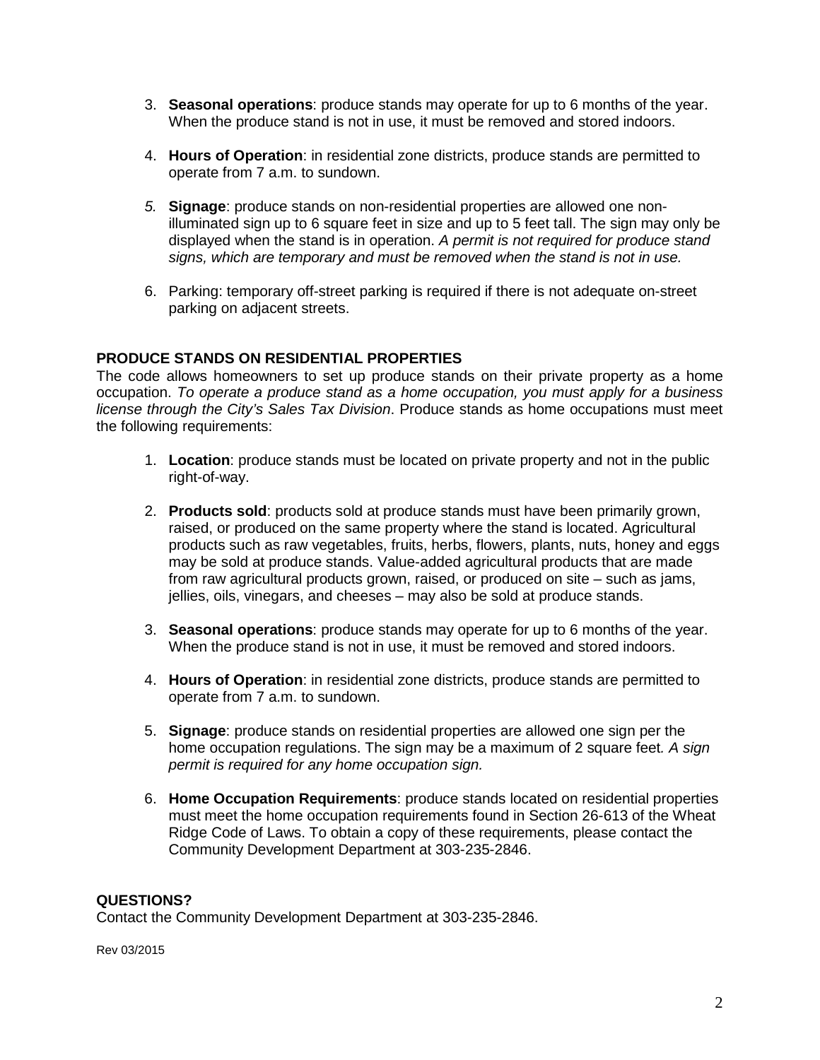3. **Seasonal operations**: produce stands may operate for up to 6 months of the year. When the produce stand is not in use, it must be removed and stored indoors.

4. **Hours of Operation**: in residential zone districts, produce stands are permitted to operate from 7 a.m. to sundown.

5. **Signage**: produce stands on non-residential properties are allowed one non-illuminated sign up to 6 square feet in size and up to 5 feet tall. The sign may only be displayed when the stand is in operation. *A permit is not required for produce stand signs, which are temporary and must be removed when the stand is not in use.*

6. Parking: temporary off-street parking is required if there is not adequate on-street parking on adjacent streets.

**PRODUCE STANDS ON RESIDENTIAL PROPERTIES**

The code allows homeowners to set up produce stands on their private property as a home occupation. *To operate a produce stand as a home occupation, you must apply for a business license through the City's Sales Tax Division*. Produce stands as home occupations must meet the following requirements:

1. **Location**: produce stands must be located on private property and not in the public right-of-way.

2. **Products sold**: products sold at produce stands must have been primarily grown, raised, or produced on the same property where the stand is located. Agricultural products such as raw vegetables, fruits, herbs, flowers, plants, nuts, honey and eggs may be sold at produce stands. Value-added agricultural products that are made from raw agricultural products grown, raised, or produced on site – such as jams, jellies, oils, vinegars, and cheeses – may also be sold at produce stands.

3. **Seasonal operations**: produce stands may operate for up to 6 months of the year. When the produce stand is not in use, it must be removed and stored indoors.

4. **Hours of Operation**: in residential zone districts, produce stands are permitted to operate from 7 a.m. to sundown.

5. **Signage**: produce stands on residential properties are allowed one sign per the home occupation regulations. The sign may be a maximum of 2 square feet. *A sign permit is required for any home occupation sign.*

6. **Home Occupation Requirements**: produce stands located on residential properties must meet the home occupation requirements found in Section 26-613 of the Wheat Ridge Code of Laws. To obtain a copy of these requirements, please contact the Community Development Department at 303-235-2846.

**QUESTIONS?**

Contact the Community Development Department at 303-235-2846.

Rev 03/2015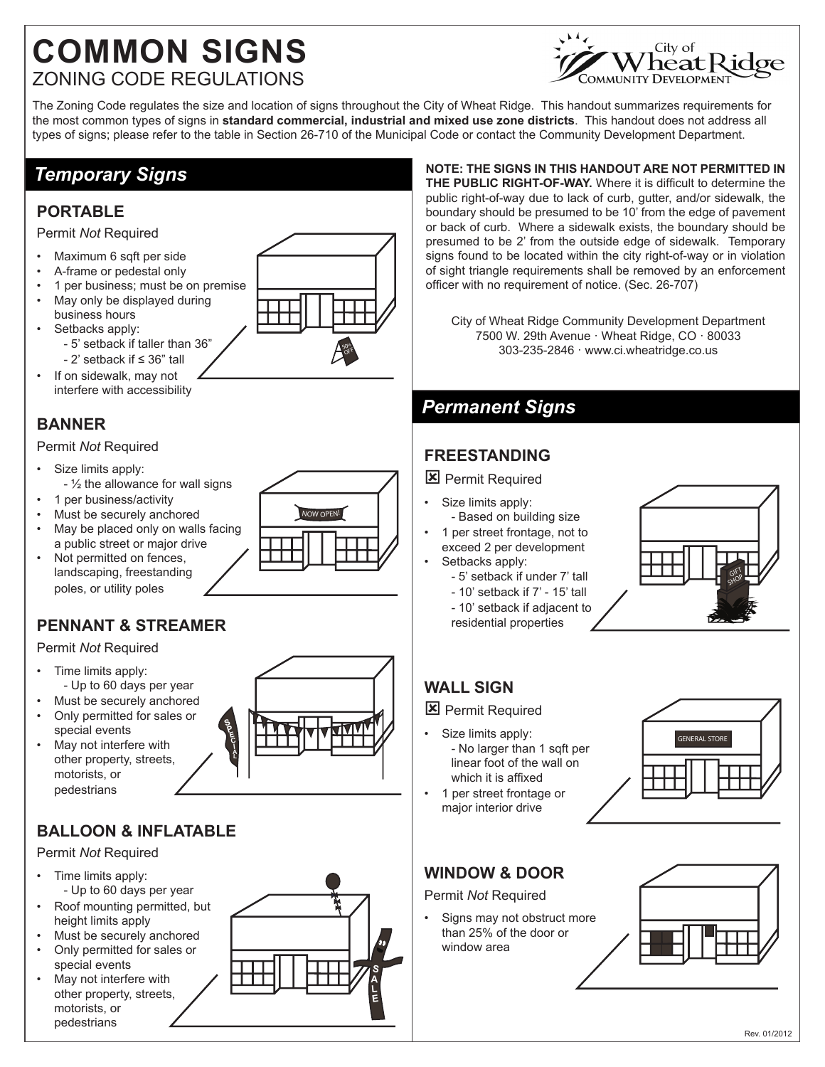# COMMON SIGNS

ZONING CODE REGULATIONS

The Zoning Code regulates the size and location of signs throughout the City of Wheat Ridge. This handout summarizes requirements for the most common types of signs in **standard commercial, industrial and mixed use zone districts**. This handout does not address all types of signs; please refer to the table in Section 26-710 of the Municipal Code or contact the Community Development Department.

## *Temporary Signs*

### PORTABLE

Permit *Not* Required

- Maximum 6 sqft per side
- A-frame or pedestal only
- 1 per business; must be on premise
- May only be displayed during business hours
- Setbacks apply:
  - 5' setback if taller than 36"
  - 2' setback if ≤ 36" tall
- If on sidewalk, may not interfere with accessibility

### BANNER

Permit *Not* Required

- Size limits apply:
  - ½ the allowance for wall signs
- 1 per business/activity
- Must be securely anchored
- May be placed only on walls facing a public street or major drive
- Not permitted on fences, landscaping, freestanding poles, or utility poles

### PENNANT & STREAMER

Permit *Not* Required

- Time limits apply:
  - Up to 60 days per year
- Must be securely anchored
- Only permitted for sales or special events
- May not interfere with other property, streets, motorists, or pedestrians

### BALLOON & INFLATABLE

Permit *Not* Required

- Time limits apply:
  - Up to 60 days per year
- Roof mounting permitted, but height limits apply
- Must be securely anchored
- Only permitted for sales or special events
- May not interfere with other property, streets, motorists, or pedestrians

**NOTE: THE SIGNS IN THIS HANDOUT ARE NOT PERMITTED IN THE PUBLIC RIGHT-OF-WAY.** Where it is difficult to determine the public right-of-way due to lack of curb, gutter, and/or sidewalk, the boundary should be presumed to be 10' from the edge of pavement or back of curb. Where a sidewalk exists, the boundary should be presumed to be 2' from the outside edge of sidewalk. Temporary signs found to be located within the city right-of-way or in violation of sight triangle requirements shall be removed by an enforcement officer with no requirement of notice. (Sec. 26-707)

City of Wheat Ridge Community Development Department
7500 W. 29th Avenue · Wheat Ridge, CO · 80033
303-235-2846 · www.ci.wheatridge.co.us

## *Permanent Signs*

### FREESTANDING

☒ Permit Required

- Size limits apply:
  - Based on building size
- 1 per street frontage, not to exceed 2 per development
- Setbacks apply:
  - 5' setback if under 7' tall
  - 10' setback if 7' - 15' tall
  - 10' setback if adjacent to residential properties

### WALL SIGN

☒ Permit Required

- Size limits apply:
  - No larger than 1 sqft per linear foot of the wall on which it is affixed
- 1 per street frontage or major interior drive

### WINDOW & DOOR

Permit *Not* Required

- Signs may not obstruct more than 25% of the door or window area

Rev. 01/2012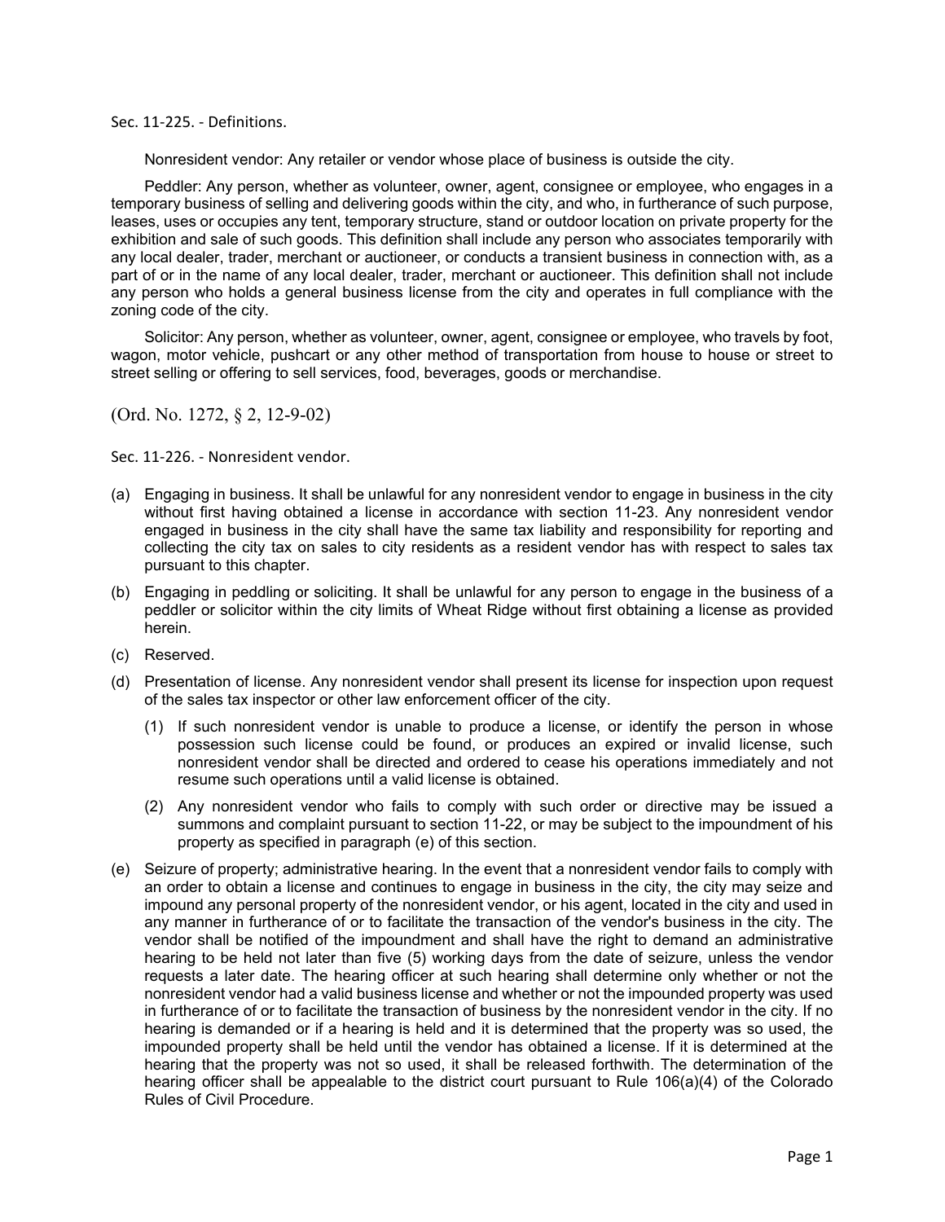Sec. 11-225. - Definitions.

Nonresident vendor: Any retailer or vendor whose place of business is outside the city.

Peddler: Any person, whether as volunteer, owner, agent, consignee or employee, who engages in a temporary business of selling and delivering goods within the city, and who, in furtherance of such purpose, leases, uses or occupies any tent, temporary structure, stand or outdoor location on private property for the exhibition and sale of such goods. This definition shall include any person who associates temporarily with any local dealer, trader, merchant or auctioneer, or conducts a transient business in connection with, as a part of or in the name of any local dealer, trader, merchant or auctioneer. This definition shall not include any person who holds a general business license from the city and operates in full compliance with the zoning code of the city.

Solicitor: Any person, whether as volunteer, owner, agent, consignee or employee, who travels by foot, wagon, motor vehicle, pushcart or any other method of transportation from house to house or street to street selling or offering to sell services, food, beverages, goods or merchandise.

(Ord. No. 1272, § 2, 12-9-02)

Sec. 11-226. - Nonresident vendor.

(a) Engaging in business. It shall be unlawful for any nonresident vendor to engage in business in the city without first having obtained a license in accordance with section 11-23. Any nonresident vendor engaged in business in the city shall have the same tax liability and responsibility for reporting and collecting the city tax on sales to city residents as a resident vendor has with respect to sales tax pursuant to this chapter.

(b) Engaging in peddling or soliciting. It shall be unlawful for any person to engage in the business of a peddler or solicitor within the city limits of Wheat Ridge without first obtaining a license as provided herein.

(c) Reserved.

(d) Presentation of license. Any nonresident vendor shall present its license for inspection upon request of the sales tax inspector or other law enforcement officer of the city.

   (1) If such nonresident vendor is unable to produce a license, or identify the person in whose possession such license could be found, or produces an expired or invalid license, such nonresident vendor shall be directed and ordered to cease his operations immediately and not resume such operations until a valid license is obtained.

   (2) Any nonresident vendor who fails to comply with such order or directive may be issued a summons and complaint pursuant to section 11-22, or may be subject to the impoundment of his property as specified in paragraph (e) of this section.

(e) Seizure of property; administrative hearing. In the event that a nonresident vendor fails to comply with an order to obtain a license and continues to engage in business in the city, the city may seize and impound any personal property of the nonresident vendor, or his agent, located in the city and used in any manner in furtherance of or to facilitate the transaction of the vendor's business in the city. The vendor shall be notified of the impoundment and shall have the right to demand an administrative hearing to be held not later than five (5) working days from the date of seizure, unless the vendor requests a later date. The hearing officer at such hearing shall determine only whether or not the nonresident vendor had a valid business license and whether or not the impounded property was used in furtherance of or to facilitate the transaction of business by the nonresident vendor in the city. If no hearing is demanded or if a hearing is held and it is determined that the property was so used, the impounded property shall be held until the vendor has obtained a license. If it is determined at the hearing that the property was not so used, it shall be released forthwith. The determination of the hearing officer shall be appealable to the district court pursuant to Rule 106(a)(4) of the Colorado Rules of Civil Procedure.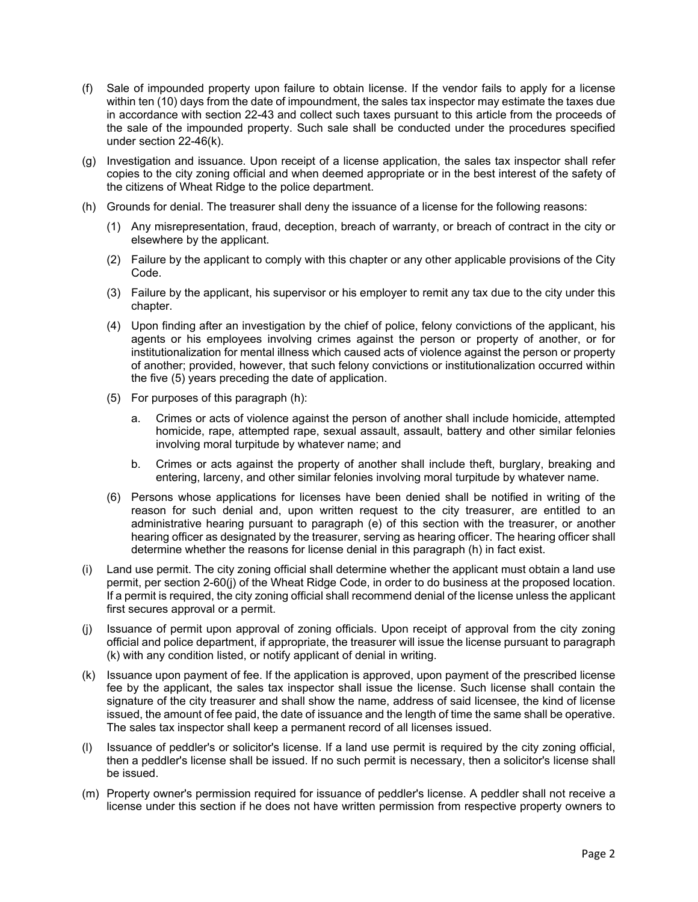(f) Sale of impounded property upon failure to obtain license. If the vendor fails to apply for a license within ten (10) days from the date of impoundment, the sales tax inspector may estimate the taxes due in accordance with section 22-43 and collect such taxes pursuant to this article from the proceeds of the sale of the impounded property. Such sale shall be conducted under the procedures specified under section 22-46(k).

(g) Investigation and issuance. Upon receipt of a license application, the sales tax inspector shall refer copies to the city zoning official and when deemed appropriate or in the best interest of the safety of the citizens of Wheat Ridge to the police department.

(h) Grounds for denial. The treasurer shall deny the issuance of a license for the following reasons:

   (1) Any misrepresentation, fraud, deception, breach of warranty, or breach of contract in the city or elsewhere by the applicant.

   (2) Failure by the applicant to comply with this chapter or any other applicable provisions of the City Code.

   (3) Failure by the applicant, his supervisor or his employer to remit any tax due to the city under this chapter.

   (4) Upon finding after an investigation by the chief of police, felony convictions of the applicant, his agents or his employees involving crimes against the person or property of another, or for institutionalization for mental illness which caused acts of violence against the person or property of another; provided, however, that such felony convictions or institutionalization occurred within the five (5) years preceding the date of application.

   (5) For purposes of this paragraph (h):

      a. Crimes or acts of violence against the person of another shall include homicide, attempted homicide, rape, attempted rape, sexual assault, assault, battery and other similar felonies involving moral turpitude by whatever name; and

      b. Crimes or acts against the property of another shall include theft, burglary, breaking and entering, larceny, and other similar felonies involving moral turpitude by whatever name.

   (6) Persons whose applications for licenses have been denied shall be notified in writing of the reason for such denial and, upon written request to the city treasurer, are entitled to an administrative hearing pursuant to paragraph (e) of this section with the treasurer, or another hearing officer as designated by the treasurer, serving as hearing officer. The hearing officer shall determine whether the reasons for license denial in this paragraph (h) in fact exist.

(i) Land use permit. The city zoning official shall determine whether the applicant must obtain a land use permit, per section 2-60(j) of the Wheat Ridge Code, in order to do business at the proposed location. If a permit is required, the city zoning official shall recommend denial of the license unless the applicant first secures approval or a permit.

(j) Issuance of permit upon approval of zoning officials. Upon receipt of approval from the city zoning official and police department, if appropriate, the treasurer will issue the license pursuant to paragraph (k) with any condition listed, or notify applicant of denial in writing.

(k) Issuance upon payment of fee. If the application is approved, upon payment of the prescribed license fee by the applicant, the sales tax inspector shall issue the license. Such license shall contain the signature of the city treasurer and shall show the name, address of said licensee, the kind of license issued, the amount of fee paid, the date of issuance and the length of time the same shall be operative. The sales tax inspector shall keep a permanent record of all licenses issued.

(l) Issuance of peddler's or solicitor's license. If a land use permit is required by the city zoning official, then a peddler's license shall be issued. If no such permit is necessary, then a solicitor's license shall be issued.

(m) Property owner's permission required for issuance of peddler's license. A peddler shall not receive a license under this section if he does not have written permission from respective property owners to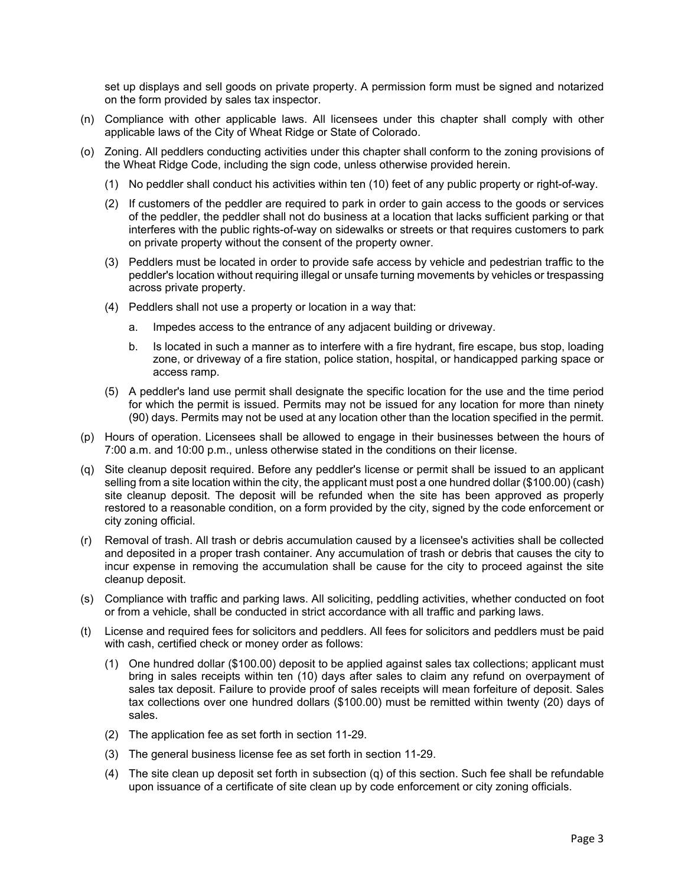set up displays and sell goods on private property. A permission form must be signed and notarized on the form provided by sales tax inspector.

(n) Compliance with other applicable laws. All licensees under this chapter shall comply with other applicable laws of the City of Wheat Ridge or State of Colorado.

(o) Zoning. All peddlers conducting activities under this chapter shall conform to the zoning provisions of the Wheat Ridge Code, including the sign code, unless otherwise provided herein.

  (1) No peddler shall conduct his activities within ten (10) feet of any public property or right-of-way.

  (2) If customers of the peddler are required to park in order to gain access to the goods or services of the peddler, the peddler shall not do business at a location that lacks sufficient parking or that interferes with the public rights-of-way on sidewalks or streets or that requires customers to park on private property without the consent of the property owner.

  (3) Peddlers must be located in order to provide safe access by vehicle and pedestrian traffic to the peddler's location without requiring illegal or unsafe turning movements by vehicles or trespassing across private property.

  (4) Peddlers shall not use a property or location in a way that:

    a. Impedes access to the entrance of any adjacent building or driveway.

    b. Is located in such a manner as to interfere with a fire hydrant, fire escape, bus stop, loading zone, or driveway of a fire station, police station, hospital, or handicapped parking space or access ramp.

  (5) A peddler's land use permit shall designate the specific location for the use and the time period for which the permit is issued. Permits may not be issued for any location for more than ninety (90) days. Permits may not be used at any location other than the location specified in the permit.

(p) Hours of operation. Licensees shall be allowed to engage in their businesses between the hours of 7:00 a.m. and 10:00 p.m., unless otherwise stated in the conditions on their license.

(q) Site cleanup deposit required. Before any peddler's license or permit shall be issued to an applicant selling from a site location within the city, the applicant must post a one hundred dollar ($100.00) (cash) site cleanup deposit. The deposit will be refunded when the site has been approved as properly restored to a reasonable condition, on a form provided by the city, signed by the code enforcement or city zoning official.

(r) Removal of trash. All trash or debris accumulation caused by a licensee's activities shall be collected and deposited in a proper trash container. Any accumulation of trash or debris that causes the city to incur expense in removing the accumulation shall be cause for the city to proceed against the site cleanup deposit.

(s) Compliance with traffic and parking laws. All soliciting, peddling activities, whether conducted on foot or from a vehicle, shall be conducted in strict accordance with all traffic and parking laws.

(t) License and required fees for solicitors and peddlers. All fees for solicitors and peddlers must be paid with cash, certified check or money order as follows:

  (1) One hundred dollar ($100.00) deposit to be applied against sales tax collections; applicant must bring in sales receipts within ten (10) days after sales to claim any refund on overpayment of sales tax deposit. Failure to provide proof of sales receipts will mean forfeiture of deposit. Sales tax collections over one hundred dollars ($100.00) must be remitted within twenty (20) days of sales.

  (2) The application fee as set forth in section 11-29.

  (3) The general business license fee as set forth in section 11-29.

  (4) The site clean up deposit set forth in subsection (q) of this section. Such fee shall be refundable upon issuance of a certificate of site clean up by code enforcement or city zoning officials.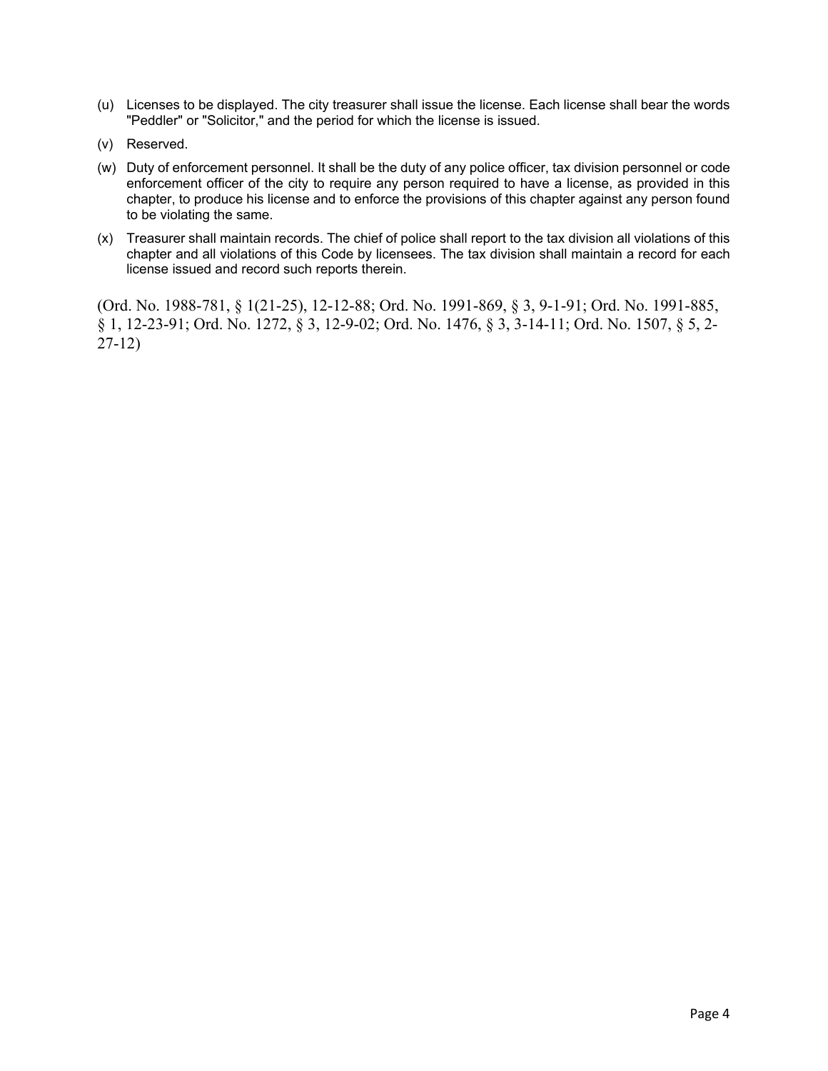(u) Licenses to be displayed. The city treasurer shall issue the license. Each license shall bear the words "Peddler" or "Solicitor," and the period for which the license is issued.

(v) Reserved.

(w) Duty of enforcement personnel. It shall be the duty of any police officer, tax division personnel or code enforcement officer of the city to require any person required to have a license, as provided in this chapter, to produce his license and to enforce the provisions of this chapter against any person found to be violating the same.

(x) Treasurer shall maintain records. The chief of police shall report to the tax division all violations of this chapter and all violations of this Code by licensees. The tax division shall maintain a record for each license issued and record such reports therein.

(Ord. No. 1988-781, § 1(21-25), 12-12-88; Ord. No. 1991-869, § 3, 9-1-91; Ord. No. 1991-885, § 1, 12-23-91; Ord. No. 1272, § 3, 12-9-02; Ord. No. 1476, § 3, 3-14-11; Ord. No. 1507, § 5, 2-27-12)